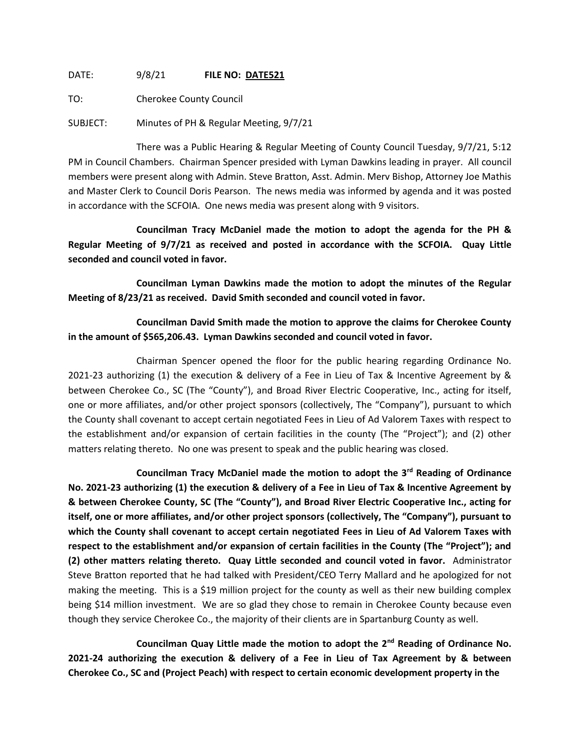DATE: 9/8/21 **FILE NO: DATE521**

TO: Cherokee County Council

SUBJECT: Minutes of PH & Regular Meeting, 9/7/21

There was a Public Hearing & Regular Meeting of County Council Tuesday, 9/7/21, 5:12 PM in Council Chambers. Chairman Spencer presided with Lyman Dawkins leading in prayer. All council members were present along with Admin. Steve Bratton, Asst. Admin. Merv Bishop, Attorney Joe Mathis and Master Clerk to Council Doris Pearson. The news media was informed by agenda and it was posted in accordance with the SCFOIA. One news media was present along with 9 visitors.

**Councilman Tracy McDaniel made the motion to adopt the agenda for the PH & Regular Meeting of 9/7/21 as received and posted in accordance with the SCFOIA. Quay Little seconded and council voted in favor.**

**Councilman Lyman Dawkins made the motion to adopt the minutes of the Regular Meeting of 8/23/21 as received. David Smith seconded and council voted in favor.**

**Councilman David Smith made the motion to approve the claims for Cherokee County in the amount of $565,206.43. Lyman Dawkins seconded and council voted in favor.**

Chairman Spencer opened the floor for the public hearing regarding Ordinance No. 2021-23 authorizing (1) the execution & delivery of a Fee in Lieu of Tax & Incentive Agreement by & between Cherokee Co., SC (The "County"), and Broad River Electric Cooperative, Inc., acting for itself, one or more affiliates, and/or other project sponsors (collectively, The "Company"), pursuant to which the County shall covenant to accept certain negotiated Fees in Lieu of Ad Valorem Taxes with respect to the establishment and/or expansion of certain facilities in the county (The "Project"); and (2) other matters relating thereto. No one was present to speak and the public hearing was closed.

**Councilman Tracy McDaniel made the motion to adopt the 3rd Reading of Ordinance No. 2021-23 authorizing (1) the execution & delivery of a Fee in Lieu of Tax & Incentive Agreement by & between Cherokee County, SC (The "County"), and Broad River Electric Cooperative Inc., acting for itself, one or more affiliates, and/or other project sponsors (collectively, The "Company"), pursuant to which the County shall covenant to accept certain negotiated Fees in Lieu of Ad Valorem Taxes with respect to the establishment and/or expansion of certain facilities in the County (The "Project"); and (2) other matters relating thereto. Quay Little seconded and council voted in favor.** Administrator Steve Bratton reported that he had talked with President/CEO Terry Mallard and he apologized for not making the meeting. This is a $19 million project for the county as well as their new building complex being $14 million investment. We are so glad they chose to remain in Cherokee County because even though they service Cherokee Co., the majority of their clients are in Spartanburg County as well.

**Councilman Quay Little made the motion to adopt the 2nd Reading of Ordinance No. 2021-24 authorizing the execution & delivery of a Fee in Lieu of Tax Agreement by & between Cherokee Co., SC and (Project Peach) with respect to certain economic development property in the**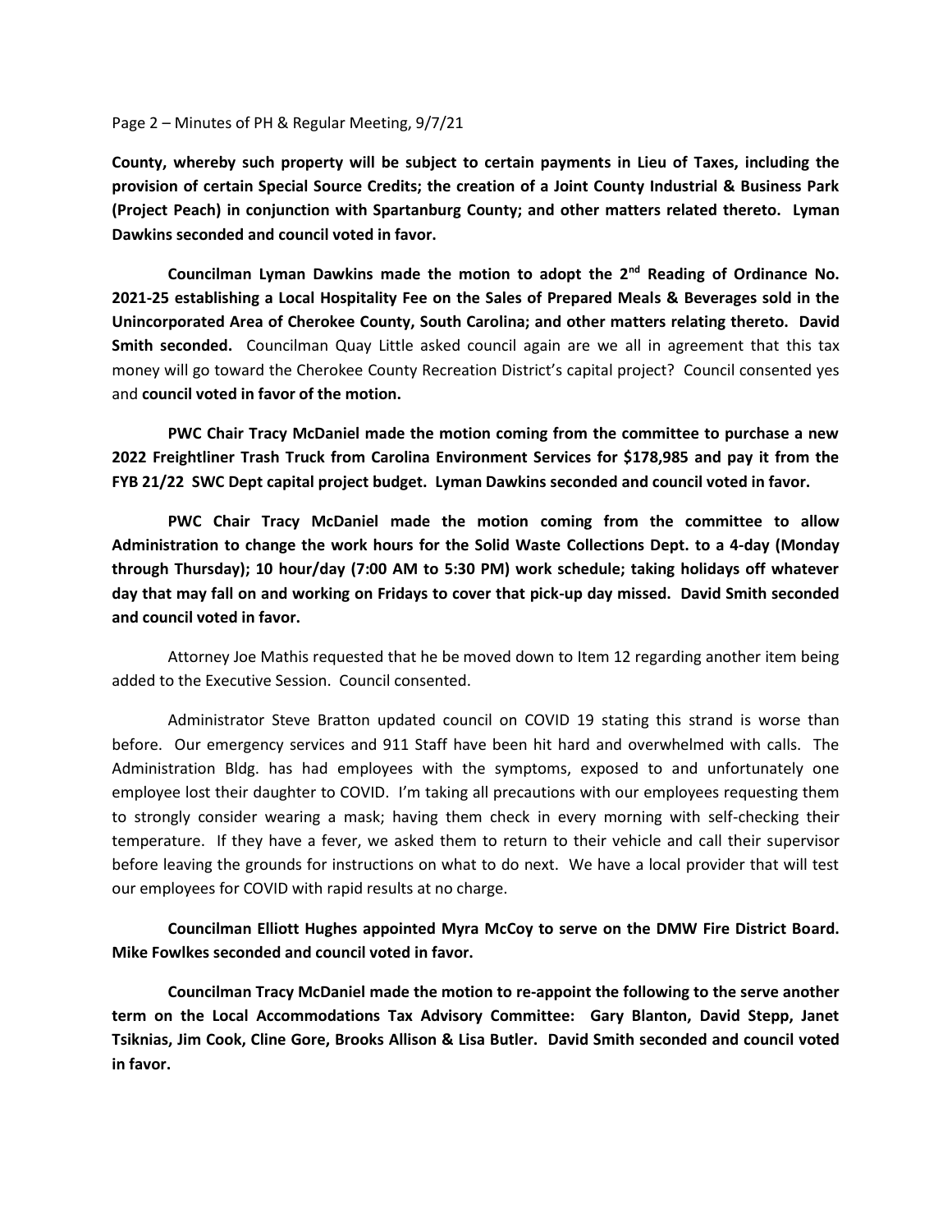**County, whereby such property will be subject to certain payments in Lieu of Taxes, including the provision of certain Special Source Credits; the creation of a Joint County Industrial & Business Park (Project Peach) in conjunction with Spartanburg County; and other matters related thereto. Lyman Dawkins seconded and council voted in favor.**

**Councilman Lyman Dawkins made the motion to adopt the 2nd Reading of Ordinance No. 2021-25 establishing a Local Hospitality Fee on the Sales of Prepared Meals & Beverages sold in the Unincorporated Area of Cherokee County, South Carolina; and other matters relating thereto. David Smith seconded.** Councilman Quay Little asked council again are we all in agreement that this tax money will go toward the Cherokee County Recreation District's capital project? Council consented yes and **council voted in favor of the motion.**

**PWC Chair Tracy McDaniel made the motion coming from the committee to purchase a new 2022 Freightliner Trash Truck from Carolina Environment Services for $178,985 and pay it from the FYB 21/22 SWC Dept capital project budget. Lyman Dawkins seconded and council voted in favor.**

**PWC Chair Tracy McDaniel made the motion coming from the committee to allow Administration to change the work hours for the Solid Waste Collections Dept. to a 4-day (Monday through Thursday); 10 hour/day (7:00 AM to 5:30 PM) work schedule; taking holidays off whatever day that may fall on and working on Fridays to cover that pick-up day missed. David Smith seconded and council voted in favor.**

Attorney Joe Mathis requested that he be moved down to Item 12 regarding another item being added to the Executive Session. Council consented.

Administrator Steve Bratton updated council on COVID 19 stating this strand is worse than before. Our emergency services and 911 Staff have been hit hard and overwhelmed with calls. The Administration Bldg. has had employees with the symptoms, exposed to and unfortunately one employee lost their daughter to COVID. I'm taking all precautions with our employees requesting them to strongly consider wearing a mask; having them check in every morning with self-checking their temperature. If they have a fever, we asked them to return to their vehicle and call their supervisor before leaving the grounds for instructions on what to do next. We have a local provider that will test our employees for COVID with rapid results at no charge.

**Councilman Elliott Hughes appointed Myra McCoy to serve on the DMW Fire District Board. Mike Fowlkes seconded and council voted in favor.**

**Councilman Tracy McDaniel made the motion to re-appoint the following to the serve another term on the Local Accommodations Tax Advisory Committee: Gary Blanton, David Stepp, Janet Tsiknias, Jim Cook, Cline Gore, Brooks Allison & Lisa Butler. David Smith seconded and council voted in favor.**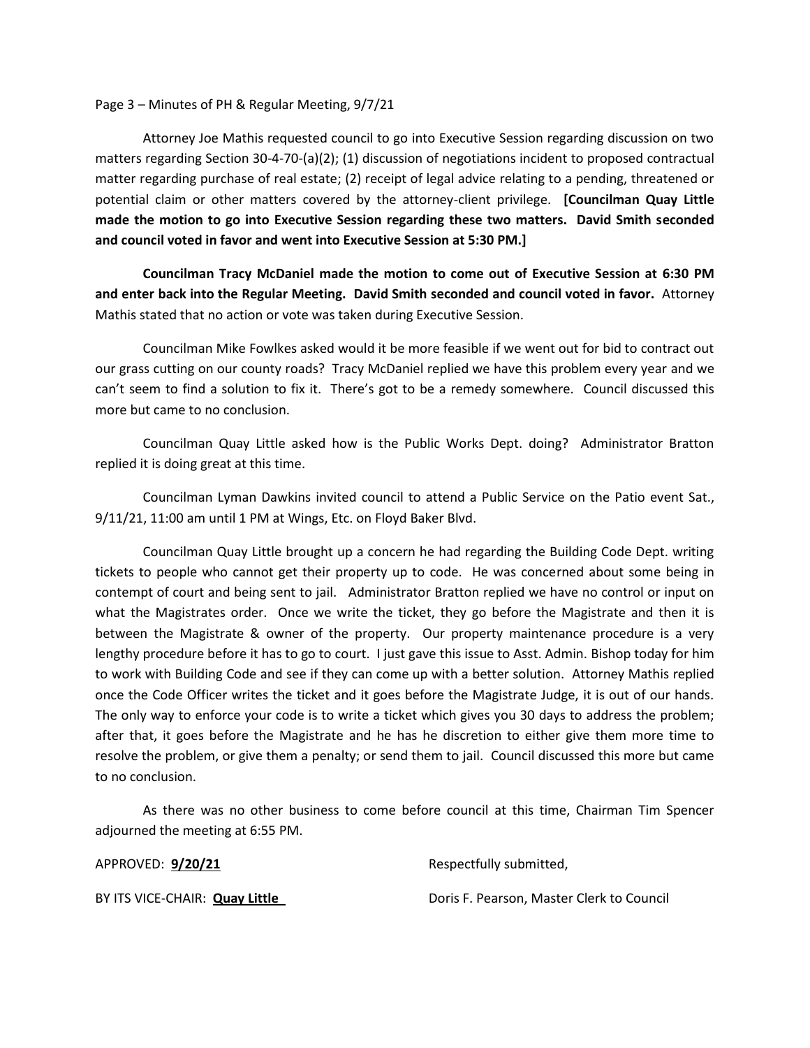Attorney Joe Mathis requested council to go into Executive Session regarding discussion on two matters regarding Section 30-4-70-(a)(2); (1) discussion of negotiations incident to proposed contractual matter regarding purchase of real estate; (2) receipt of legal advice relating to a pending, threatened or potential claim or other matters covered by the attorney-client privilege. **[Councilman Quay Little made the motion to go into Executive Session regarding these two matters. David Smith seconded and council voted in favor and went into Executive Session at 5:30 PM.]**

**Councilman Tracy McDaniel made the motion to come out of Executive Session at 6:30 PM and enter back into the Regular Meeting. David Smith seconded and council voted in favor.** Attorney Mathis stated that no action or vote was taken during Executive Session.

Councilman Mike Fowlkes asked would it be more feasible if we went out for bid to contract out our grass cutting on our county roads? Tracy McDaniel replied we have this problem every year and we can't seem to find a solution to fix it. There's got to be a remedy somewhere. Council discussed this more but came to no conclusion.

Councilman Quay Little asked how is the Public Works Dept. doing? Administrator Bratton replied it is doing great at this time.

Councilman Lyman Dawkins invited council to attend a Public Service on the Patio event Sat., 9/11/21, 11:00 am until 1 PM at Wings, Etc. on Floyd Baker Blvd.

Councilman Quay Little brought up a concern he had regarding the Building Code Dept. writing tickets to people who cannot get their property up to code. He was concerned about some being in contempt of court and being sent to jail. Administrator Bratton replied we have no control or input on what the Magistrates order. Once we write the ticket, they go before the Magistrate and then it is between the Magistrate & owner of the property. Our property maintenance procedure is a very lengthy procedure before it has to go to court. I just gave this issue to Asst. Admin. Bishop today for him to work with Building Code and see if they can come up with a better solution. Attorney Mathis replied once the Code Officer writes the ticket and it goes before the Magistrate Judge, it is out of our hands. The only way to enforce your code is to write a ticket which gives you 30 days to address the problem; after that, it goes before the Magistrate and he has he discretion to either give them more time to resolve the problem, or give them a penalty; or send them to jail. Council discussed this more but came to no conclusion.

As there was no other business to come before council at this time, Chairman Tim Spencer adjourned the meeting at 6:55 PM.

APPROVED: **9/20/21** Respectfully submitted,

BY ITS VICE-CHAIR: **Quay Little** Doris F. Pearson, Master Clerk to Council